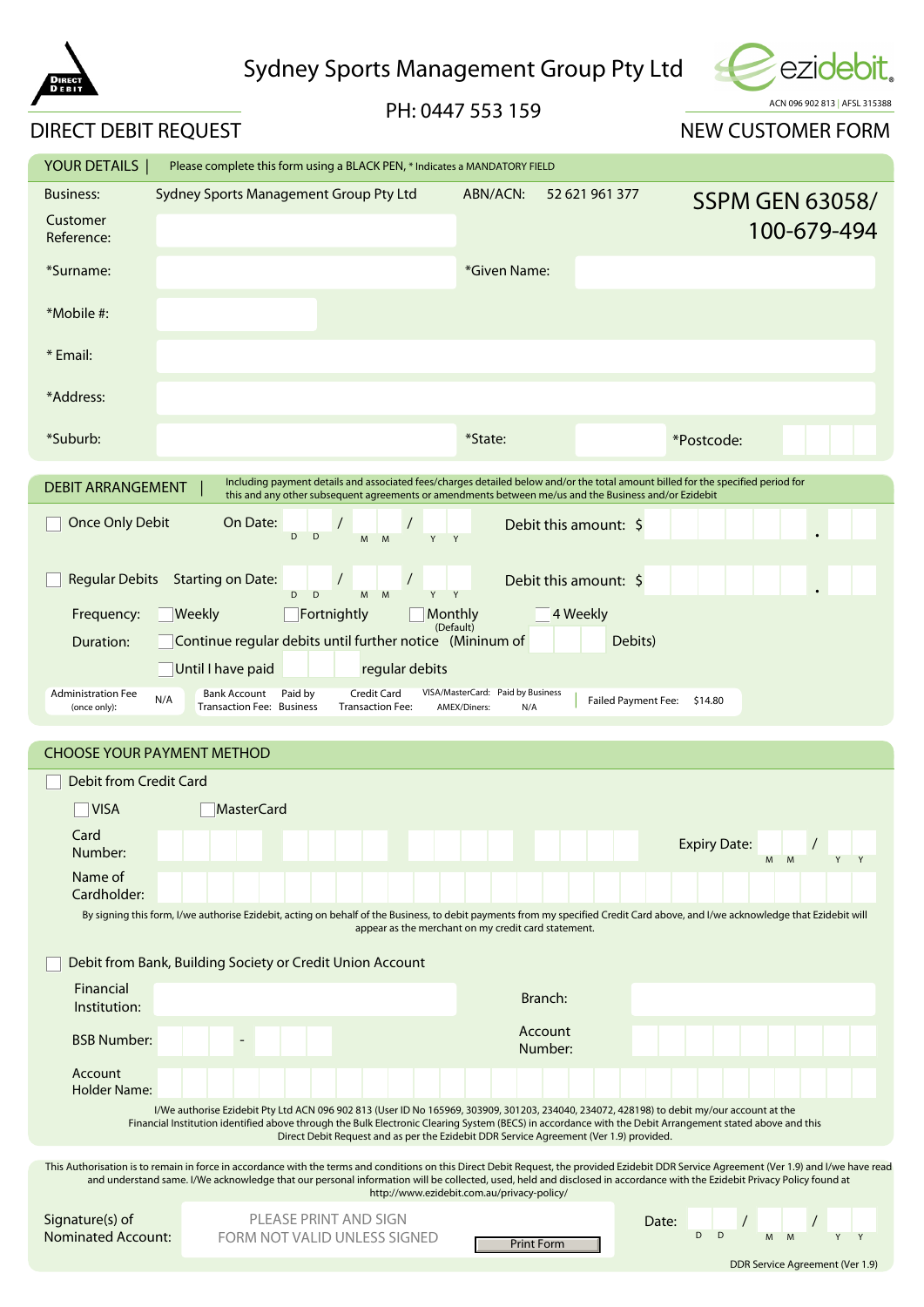Direct Debit

# Sydney Sports Management Group Pty Ltd

PH: 0447 553 159

ezidebit

ACN 096 902 813 | AFSL 315388

## DIRECT DEBIT REQUEST

## NEW CUSTOMER FORM

## YOUR DETAILS |

Please complete this form using a BLACK PEN, * Indicates a MANDATORY FIELD

Business: Sydney Sports Management Group Pty Ltd

ABN/ACN: 52 621 961 377

SSPM GEN 63058/ 100-679-494

Customer Reference:

*Surname:

*Given Name:

*Mobile #:

* Email:

*Address:

*Suburb:

*State:

*Postcode:

## DEBIT ARRANGEMENT |

Including payment details and associated fees/charges detailed below and/or the total amount billed for the specified period for this and any other subsequent agreements or amendments between me/us and the Business and/or Ezidebit

☐ Once Only Debit — On Date: D D / M M / Y Y — Debit this amount: $ .

☐ Regular Debits — Starting on Date: D D / M M / Y Y — Debit this amount: $ .

Frequency: ☐ Weekly ☐ Fortnightly ☐ Monthly (Default) ☐ 4 Weekly

Duration: ☐ Continue regular debits until further notice (Mininum of Debits)

☐ Until I have paid regular debits

| Administration Fee (once only): | N/A | Bank Account Transaction Fee: | Paid by Business | Credit Card Transaction Fee: | VISA/MasterCard: Paid by Business AMEX/Diners: N/A | Failed Payment Fee: | $14.80 |
|---|---|---|---|---|---|---|---|

## CHOOSE YOUR PAYMENT METHOD

☐ Debit from Credit Card

☐ VISA ☐ MasterCard

Card Number:

Expiry Date: M M / Y Y

Name of Cardholder:

By signing this form, I/we authorise Ezidebit, acting on behalf of the Business, to debit payments from my specified Credit Card above, and I/we acknowledge that Ezidebit will appear as the merchant on my credit card statement.

☐ Debit from Bank, Building Society or Credit Union Account

Financial Institution:

Branch:

BSB Number: -

Account Number:

Account Holder Name:

I/We authorise Ezidebit Pty Ltd ACN 096 902 813 (User ID No 165969, 303909, 301203, 234040, 234072, 428198) to debit my/our account at the Financial Institution identified above through the Bulk Electronic Clearing System (BECS) in accordance with the Debit Arrangement stated above and this Direct Debit Request and as per the Ezidebit DDR Service Agreement (Ver 1.9) provided.

This Authorisation is to remain in force in accordance with the terms and conditions on this Direct Debit Request, the provided Ezidebit DDR Service Agreement (Ver 1.9) and I/we have read and understand same. I/We acknowledge that our personal information will be collected, used, held and disclosed in accordance with the Ezidebit Privacy Policy found at http://www.ezidebit.com.au/privacy-policy/

Signature(s) of Nominated Account: PLEASE PRINT AND SIGN FORM NOT VALID UNLESS SIGNED

Print Form

Date: D D / M M / Y Y

DDR Service Agreement (Ver 1.9)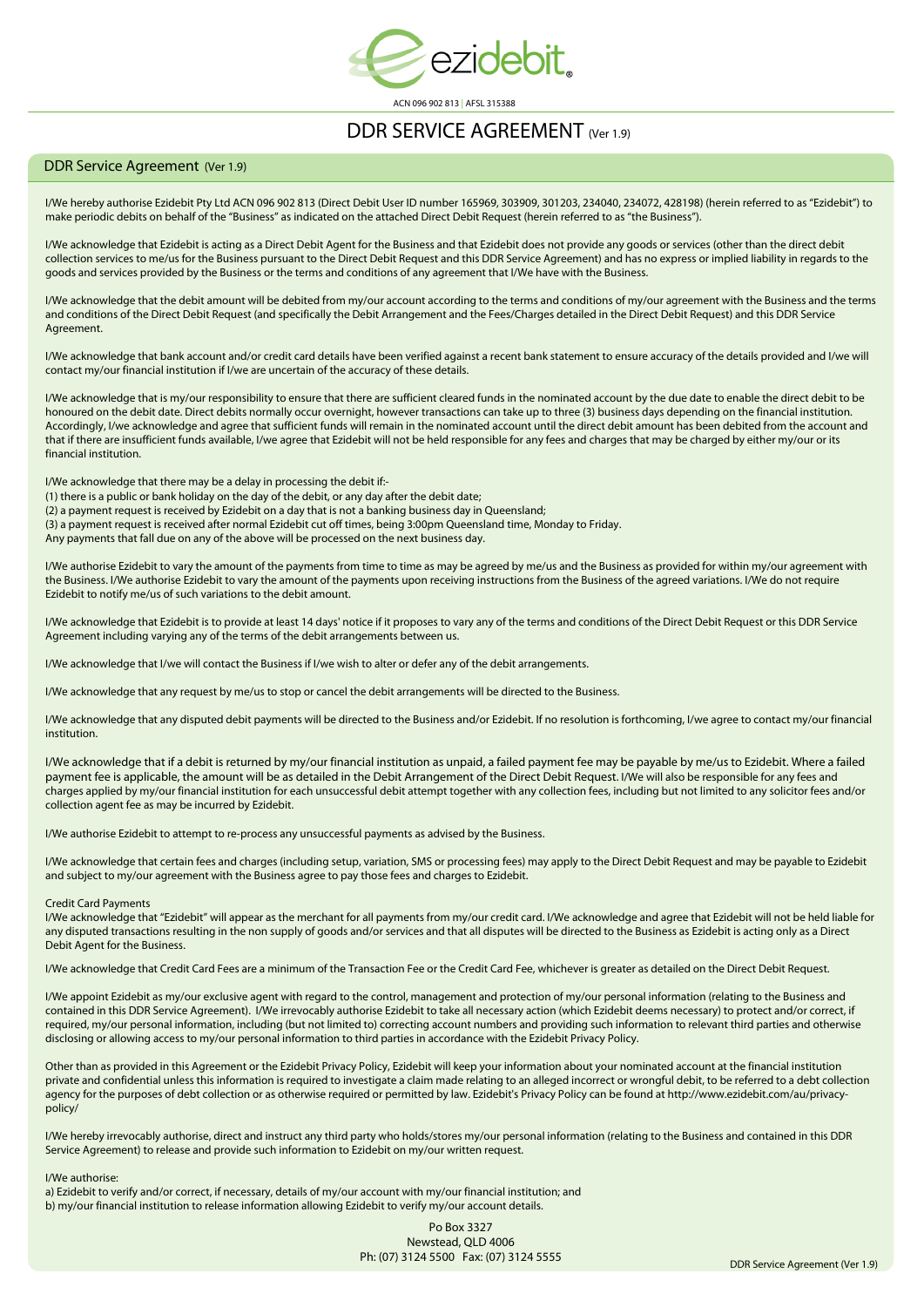ezidebit

ACN 096 902 813 | AFSL 315388

# DDR SERVICE AGREEMENT (Ver 1.9)

## DDR Service Agreement (Ver 1.9)

I/We hereby authorise Ezidebit Pty Ltd ACN 096 902 813 (Direct Debit User ID number 165969, 303909, 301203, 234040, 234072, 428198) (herein referred to as "Ezidebit") to make periodic debits on behalf of the "Business" as indicated on the attached Direct Debit Request (herein referred to as "the Business").

I/We acknowledge that Ezidebit is acting as a Direct Debit Agent for the Business and that Ezidebit does not provide any goods or services (other than the direct debit collection services to me/us for the Business pursuant to the Direct Debit Request and this DDR Service Agreement) and has no express or implied liability in regards to the goods and services provided by the Business or the terms and conditions of any agreement that I/We have with the Business.

I/We acknowledge that the debit amount will be debited from my/our account according to the terms and conditions of my/our agreement with the Business and the terms and conditions of the Direct Debit Request (and specifically the Debit Arrangement and the Fees/Charges detailed in the Direct Debit Request) and this DDR Service Agreement.

I/We acknowledge that bank account and/or credit card details have been verified against a recent bank statement to ensure accuracy of the details provided and I/we will contact my/our financial institution if I/we are uncertain of the accuracy of these details.

I/We acknowledge that is my/our responsibility to ensure that there are sufficient cleared funds in the nominated account by the due date to enable the direct debit to be honoured on the debit date. Direct debits normally occur overnight, however transactions can take up to three (3) business days depending on the financial institution. Accordingly, I/we acknowledge and agree that sufficient funds will remain in the nominated account until the direct debit amount has been debited from the account and that if there are insufficient funds available, I/we agree that Ezidebit will not be held responsible for any fees and charges that may be charged by either my/our or its financial institution.

I/We acknowledge that there may be a delay in processing the debit if:-
(1) there is a public or bank holiday on the day of the debit, or any day after the debit date;
(2) a payment request is received by Ezidebit on a day that is not a banking business day in Queensland;
(3) a payment request is received after normal Ezidebit cut off times, being 3:00pm Queensland time, Monday to Friday.
Any payments that fall due on any of the above will be processed on the next business day.

I/We authorise Ezidebit to vary the amount of the payments from time to time as may be agreed by me/us and the Business as provided for within my/our agreement with the Business. I/We authorise Ezidebit to vary the amount of the payments upon receiving instructions from the Business of the agreed variations. I/We do not require Ezidebit to notify me/us of such variations to the debit amount.

I/We acknowledge that Ezidebit is to provide at least 14 days' notice if it proposes to vary any of the terms and conditions of the Direct Debit Request or this DDR Service Agreement including varying any of the terms of the debit arrangements between us.

I/We acknowledge that I/we will contact the Business if I/we wish to alter or defer any of the debit arrangements.

I/We acknowledge that any request by me/us to stop or cancel the debit arrangements will be directed to the Business.

I/We acknowledge that any disputed debit payments will be directed to the Business and/or Ezidebit. If no resolution is forthcoming, I/we agree to contact my/our financial institution.

I/We acknowledge that if a debit is returned by my/our financial institution as unpaid, a failed payment fee may be payable by me/us to Ezidebit. Where a failed payment fee is applicable, the amount will be as detailed in the Debit Arrangement of the Direct Debit Request. I/We will also be responsible for any fees and charges applied by my/our financial institution for each unsuccessful debit attempt together with any collection fees, including but not limited to any solicitor fees and/or collection agent fee as may be incurred by Ezidebit.

I/We authorise Ezidebit to attempt to re-process any unsuccessful payments as advised by the Business.

I/We acknowledge that certain fees and charges (including setup, variation, SMS or processing fees) may apply to the Direct Debit Request and may be payable to Ezidebit and subject to my/our agreement with the Business agree to pay those fees and charges to Ezidebit.

Credit Card Payments
I/We acknowledge that "Ezidebit" will appear as the merchant for all payments from my/our credit card. I/We acknowledge and agree that Ezidebit will not be held liable for any disputed transactions resulting in the non supply of goods and/or services and that all disputes will be directed to the Business as Ezidebit is acting only as a Direct Debit Agent for the Business.

I/We acknowledge that Credit Card Fees are a minimum of the Transaction Fee or the Credit Card Fee, whichever is greater as detailed on the Direct Debit Request.

I/We appoint Ezidebit as my/our exclusive agent with regard to the control, management and protection of my/our personal information (relating to the Business and contained in this DDR Service Agreement). I/We irrevocably authorise Ezidebit to take all necessary action (which Ezidebit deems necessary) to protect and/or correct, if required, my/our personal information, including (but not limited to) correcting account numbers and providing such information to relevant third parties and otherwise disclosing or allowing access to my/our personal information to third parties in accordance with the Ezidebit Privacy Policy.

Other than as provided in this Agreement or the Ezidebit Privacy Policy, Ezidebit will keep your information about your nominated account at the financial institution private and confidential unless this information is required to investigate a claim made relating to an alleged incorrect or wrongful debit, to be referred to a debt collection agency for the purposes of debt collection or as otherwise required or permitted by law. Ezidebit's Privacy Policy can be found at http://www.ezidebit.com/au/privacy-policy/

I/We hereby irrevocably authorise, direct and instruct any third party who holds/stores my/our personal information (relating to the Business and contained in this DDR Service Agreement) to release and provide such information to Ezidebit on my/our written request.

I/We authorise:
a) Ezidebit to verify and/or correct, if necessary, details of my/our account with my/our financial institution; and
b) my/our financial institution to release information allowing Ezidebit to verify my/our account details.

Po Box 3327
Newstead, QLD 4006
Ph: (07) 3124 5500 Fax: (07) 3124 5555